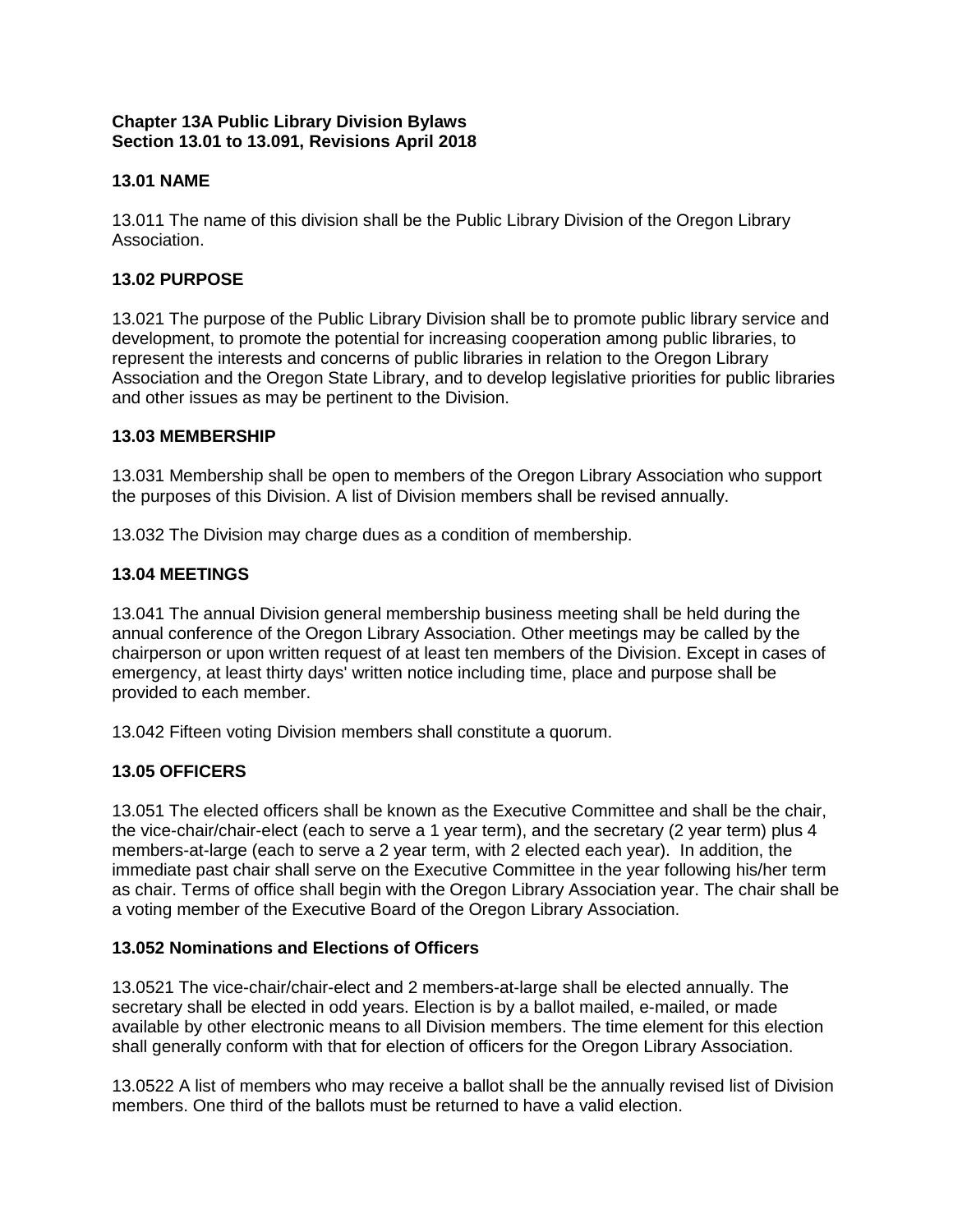**Chapter 13A Public Library Division Bylaws**
**Section 13.01 to 13.091, Revisions April 2018**

### 13.01 NAME

13.011 The name of this division shall be the Public Library Division of the Oregon Library Association.

### 13.02 PURPOSE

13.021 The purpose of the Public Library Division shall be to promote public library service and development, to promote the potential for increasing cooperation among public libraries, to represent the interests and concerns of public libraries in relation to the Oregon Library Association and the Oregon State Library, and to develop legislative priorities for public libraries and other issues as may be pertinent to the Division.

### 13.03 MEMBERSHIP

13.031 Membership shall be open to members of the Oregon Library Association who support the purposes of this Division. A list of Division members shall be revised annually.

13.032 The Division may charge dues as a condition of membership.

### 13.04 MEETINGS

13.041 The annual Division general membership business meeting shall be held during the annual conference of the Oregon Library Association. Other meetings may be called by the chairperson or upon written request of at least ten members of the Division. Except in cases of emergency, at least thirty days' written notice including time, place and purpose shall be provided to each member.

13.042 Fifteen voting Division members shall constitute a quorum.

### 13.05 OFFICERS

13.051 The elected officers shall be known as the Executive Committee and shall be the chair, the vice-chair/chair-elect (each to serve a 1 year term), and the secretary (2 year term) plus 4 members-at-large (each to serve a 2 year term, with 2 elected each year). In addition, the immediate past chair shall serve on the Executive Committee in the year following his/her term as chair. Terms of office shall begin with the Oregon Library Association year. The chair shall be a voting member of the Executive Board of the Oregon Library Association.

### 13.052 Nominations and Elections of Officers

13.0521 The vice-chair/chair-elect and 2 members-at-large shall be elected annually. The secretary shall be elected in odd years. Election is by a ballot mailed, e-mailed, or made available by other electronic means to all Division members. The time element for this election shall generally conform with that for election of officers for the Oregon Library Association.

13.0522 A list of members who may receive a ballot shall be the annually revised list of Division members. One third of the ballots must be returned to have a valid election.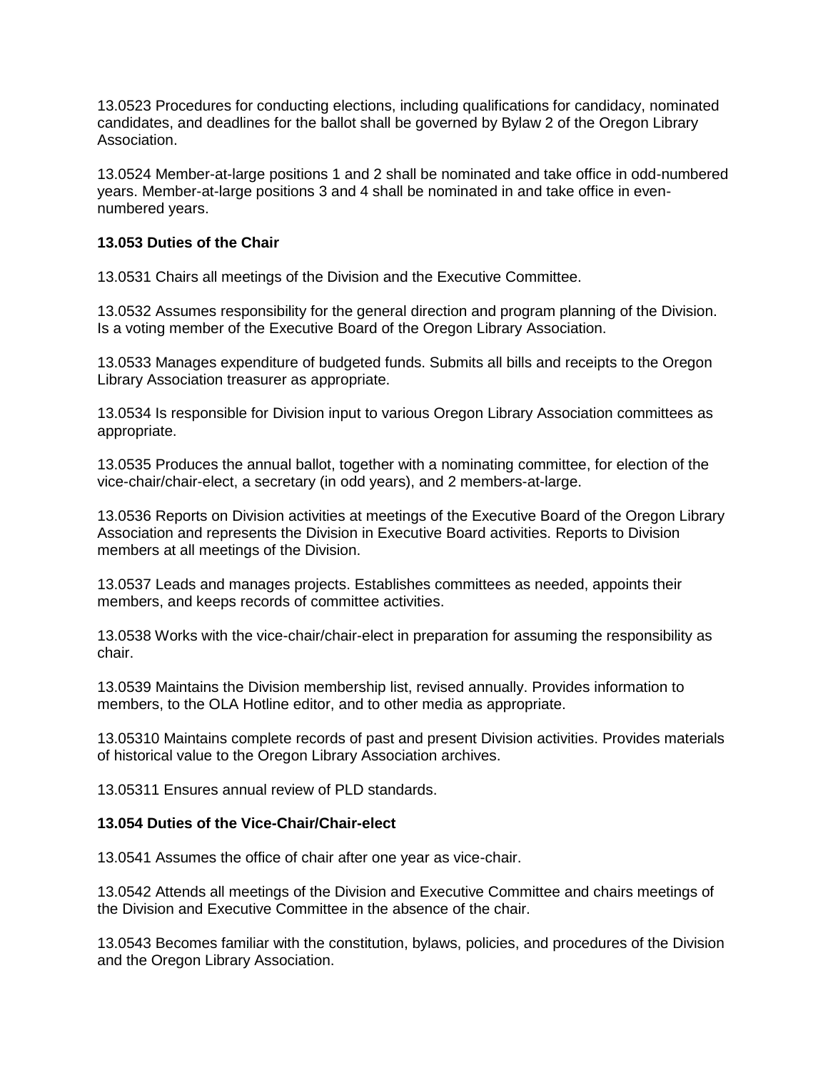13.0523 Procedures for conducting elections, including qualifications for candidacy, nominated candidates, and deadlines for the ballot shall be governed by Bylaw 2 of the Oregon Library Association.

13.0524 Member-at-large positions 1 and 2 shall be nominated and take office in odd-numbered years. Member-at-large positions 3 and 4 shall be nominated in and take office in even-numbered years.

**13.053 Duties of the Chair**

13.0531 Chairs all meetings of the Division and the Executive Committee.

13.0532 Assumes responsibility for the general direction and program planning of the Division. Is a voting member of the Executive Board of the Oregon Library Association.

13.0533 Manages expenditure of budgeted funds. Submits all bills and receipts to the Oregon Library Association treasurer as appropriate.

13.0534 Is responsible for Division input to various Oregon Library Association committees as appropriate.

13.0535 Produces the annual ballot, together with a nominating committee, for election of the vice-chair/chair-elect, a secretary (in odd years), and 2 members-at-large.

13.0536 Reports on Division activities at meetings of the Executive Board of the Oregon Library Association and represents the Division in Executive Board activities. Reports to Division members at all meetings of the Division.

13.0537 Leads and manages projects. Establishes committees as needed, appoints their members, and keeps records of committee activities.

13.0538 Works with the vice-chair/chair-elect in preparation for assuming the responsibility as chair.

13.0539 Maintains the Division membership list, revised annually. Provides information to members, to the OLA Hotline editor, and to other media as appropriate.

13.05310 Maintains complete records of past and present Division activities. Provides materials of historical value to the Oregon Library Association archives.

13.05311 Ensures annual review of PLD standards.

**13.054 Duties of the Vice-Chair/Chair-elect**

13.0541 Assumes the office of chair after one year as vice-chair.

13.0542 Attends all meetings of the Division and Executive Committee and chairs meetings of the Division and Executive Committee in the absence of the chair.

13.0543 Becomes familiar with the constitution, bylaws, policies, and procedures of the Division and the Oregon Library Association.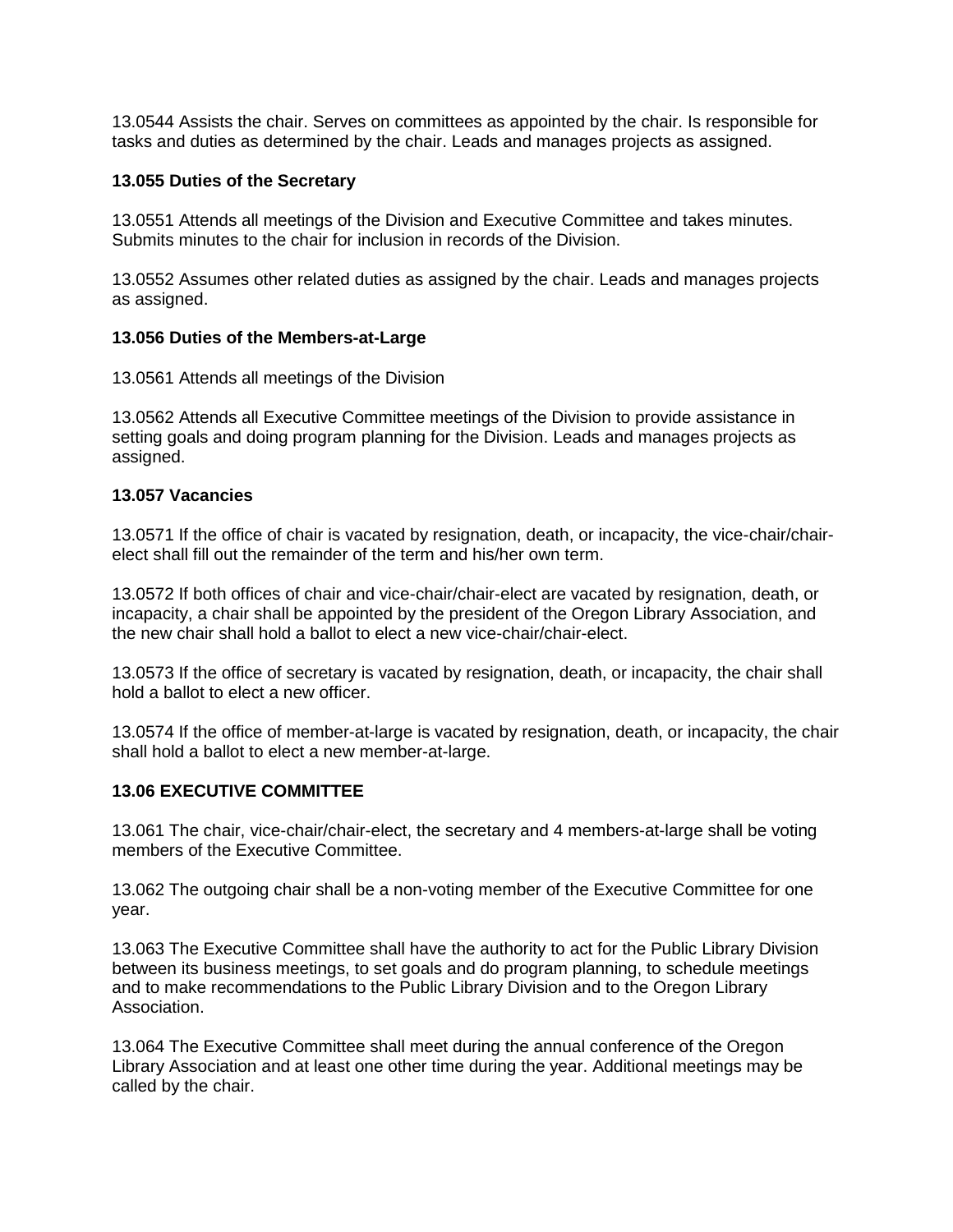13.0544 Assists the chair. Serves on committees as appointed by the chair. Is responsible for tasks and duties as determined by the chair. Leads and manages projects as assigned.

**13.055 Duties of the Secretary**

13.0551 Attends all meetings of the Division and Executive Committee and takes minutes. Submits minutes to the chair for inclusion in records of the Division.

13.0552 Assumes other related duties as assigned by the chair. Leads and manages projects as assigned.

**13.056 Duties of the Members-at-Large**

13.0561 Attends all meetings of the Division

13.0562 Attends all Executive Committee meetings of the Division to provide assistance in setting goals and doing program planning for the Division. Leads and manages projects as assigned.

**13.057 Vacancies**

13.0571 If the office of chair is vacated by resignation, death, or incapacity, the vice-chair/chair-elect shall fill out the remainder of the term and his/her own term.

13.0572 If both offices of chair and vice-chair/chair-elect are vacated by resignation, death, or incapacity, a chair shall be appointed by the president of the Oregon Library Association, and the new chair shall hold a ballot to elect a new vice-chair/chair-elect.

13.0573 If the office of secretary is vacated by resignation, death, or incapacity, the chair shall hold a ballot to elect a new officer.

13.0574 If the office of member-at-large is vacated by resignation, death, or incapacity, the chair shall hold a ballot to elect a new member-at-large.

**13.06 EXECUTIVE COMMITTEE**

13.061 The chair, vice-chair/chair-elect, the secretary and 4 members-at-large shall be voting members of the Executive Committee.

13.062 The outgoing chair shall be a non-voting member of the Executive Committee for one year.

13.063 The Executive Committee shall have the authority to act for the Public Library Division between its business meetings, to set goals and do program planning, to schedule meetings and to make recommendations to the Public Library Division and to the Oregon Library Association.

13.064 The Executive Committee shall meet during the annual conference of the Oregon Library Association and at least one other time during the year. Additional meetings may be called by the chair.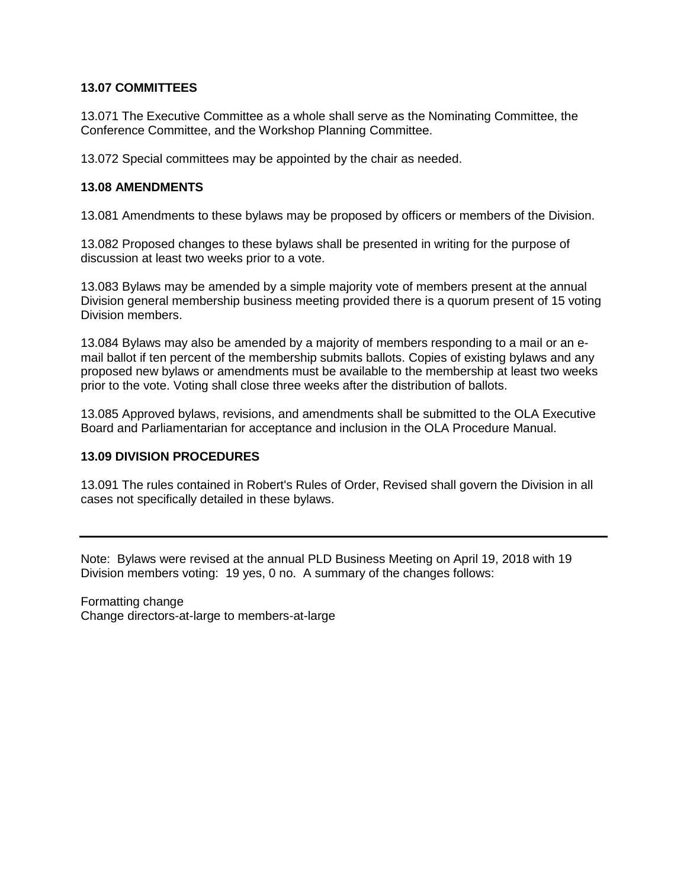**13.07 COMMITTEES**

13.071 The Executive Committee as a whole shall serve as the Nominating Committee, the Conference Committee, and the Workshop Planning Committee.

13.072 Special committees may be appointed by the chair as needed.

**13.08 AMENDMENTS**

13.081 Amendments to these bylaws may be proposed by officers or members of the Division.

13.082 Proposed changes to these bylaws shall be presented in writing for the purpose of discussion at least two weeks prior to a vote.

13.083 Bylaws may be amended by a simple majority vote of members present at the annual Division general membership business meeting provided there is a quorum present of 15 voting Division members.

13.084 Bylaws may also be amended by a majority of members responding to a mail or an e-mail ballot if ten percent of the membership submits ballots. Copies of existing bylaws and any proposed new bylaws or amendments must be available to the membership at least two weeks prior to the vote. Voting shall close three weeks after the distribution of ballots.

13.085 Approved bylaws, revisions, and amendments shall be submitted to the OLA Executive Board and Parliamentarian for acceptance and inclusion in the OLA Procedure Manual.

**13.09 DIVISION PROCEDURES**

13.091 The rules contained in Robert's Rules of Order, Revised shall govern the Division in all cases not specifically detailed in these bylaws.

---

Note: Bylaws were revised at the annual PLD Business Meeting on April 19, 2018 with 19 Division members voting: 19 yes, 0 no. A summary of the changes follows:

Formatting change
Change directors-at-large to members-at-large